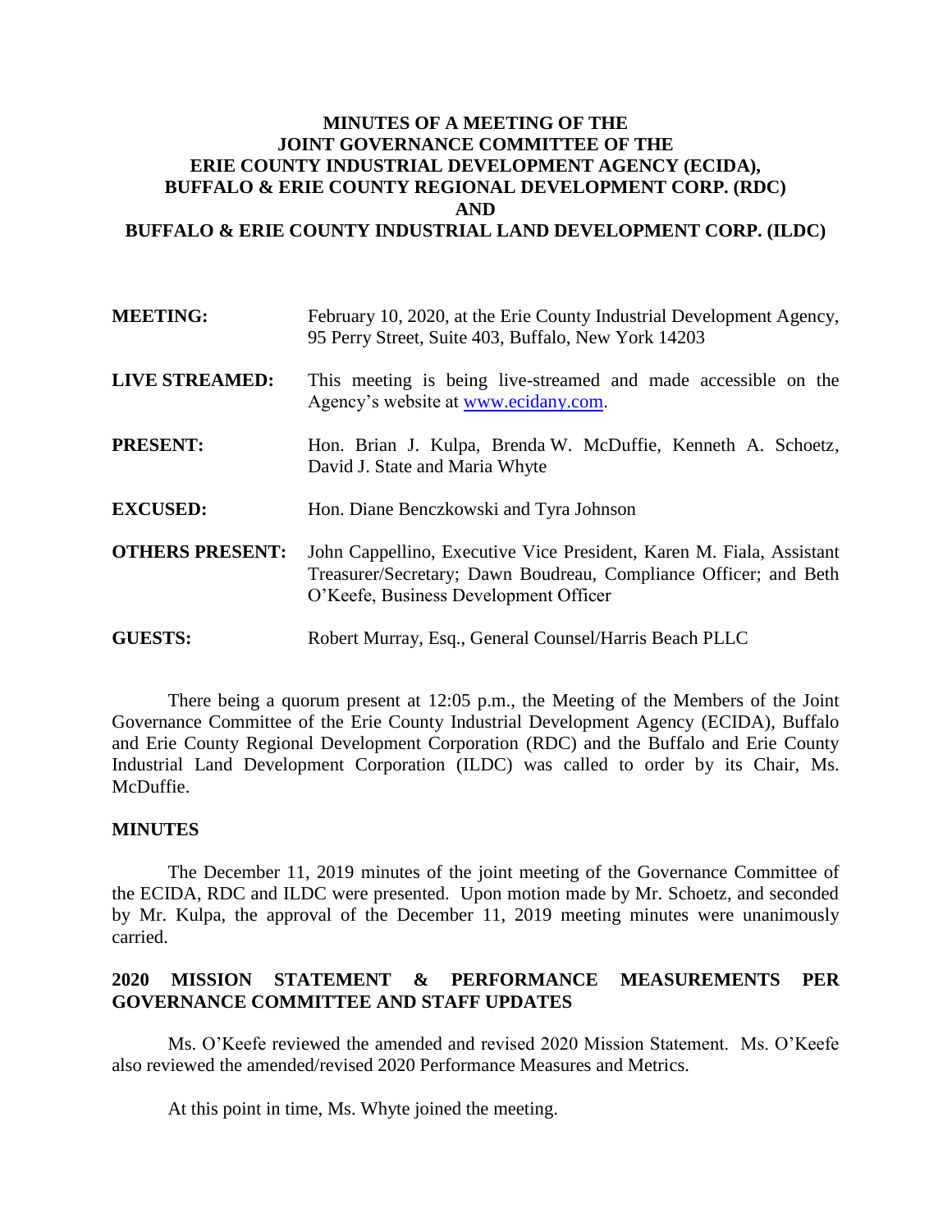# MINUTES OF A MEETING OF THE JOINT GOVERNANCE COMMITTEE OF THE ERIE COUNTY INDUSTRIAL DEVELOPMENT AGENCY (ECIDA), BUFFALO & ERIE COUNTY REGIONAL DEVELOPMENT CORP. (RDC) AND BUFFALO & ERIE COUNTY INDUSTRIAL LAND DEVELOPMENT CORP. (ILDC)

**MEETING:** February 10, 2020, at the Erie County Industrial Development Agency, 95 Perry Street, Suite 403, Buffalo, New York 14203

**LIVE STREAMED:** This meeting is being live-streamed and made accessible on the Agency's website at www.ecidany.com.

**PRESENT:** Hon. Brian J. Kulpa, Brenda W. McDuffie, Kenneth A. Schoetz, David J. State and Maria Whyte

**EXCUSED:** Hon. Diane Benczkowski and Tyra Johnson

**OTHERS PRESENT:** John Cappellino, Executive Vice President, Karen M. Fiala, Assistant Treasurer/Secretary; Dawn Boudreau, Compliance Officer; and Beth O'Keefe, Business Development Officer

**GUESTS:** Robert Murray, Esq., General Counsel/Harris Beach PLLC

There being a quorum present at 12:05 p.m., the Meeting of the Members of the Joint Governance Committee of the Erie County Industrial Development Agency (ECIDA), Buffalo and Erie County Regional Development Corporation (RDC) and the Buffalo and Erie County Industrial Land Development Corporation (ILDC) was called to order by its Chair, Ms. McDuffie.

## MINUTES

The December 11, 2019 minutes of the joint meeting of the Governance Committee of the ECIDA, RDC and ILDC were presented. Upon motion made by Mr. Schoetz, and seconded by Mr. Kulpa, the approval of the December 11, 2019 meeting minutes were unanimously carried.

## 2020 MISSION STATEMENT & PERFORMANCE MEASUREMENTS PER GOVERNANCE COMMITTEE AND STAFF UPDATES

Ms. O'Keefe reviewed the amended and revised 2020 Mission Statement. Ms. O'Keefe also reviewed the amended/revised 2020 Performance Measures and Metrics.

At this point in time, Ms. Whyte joined the meeting.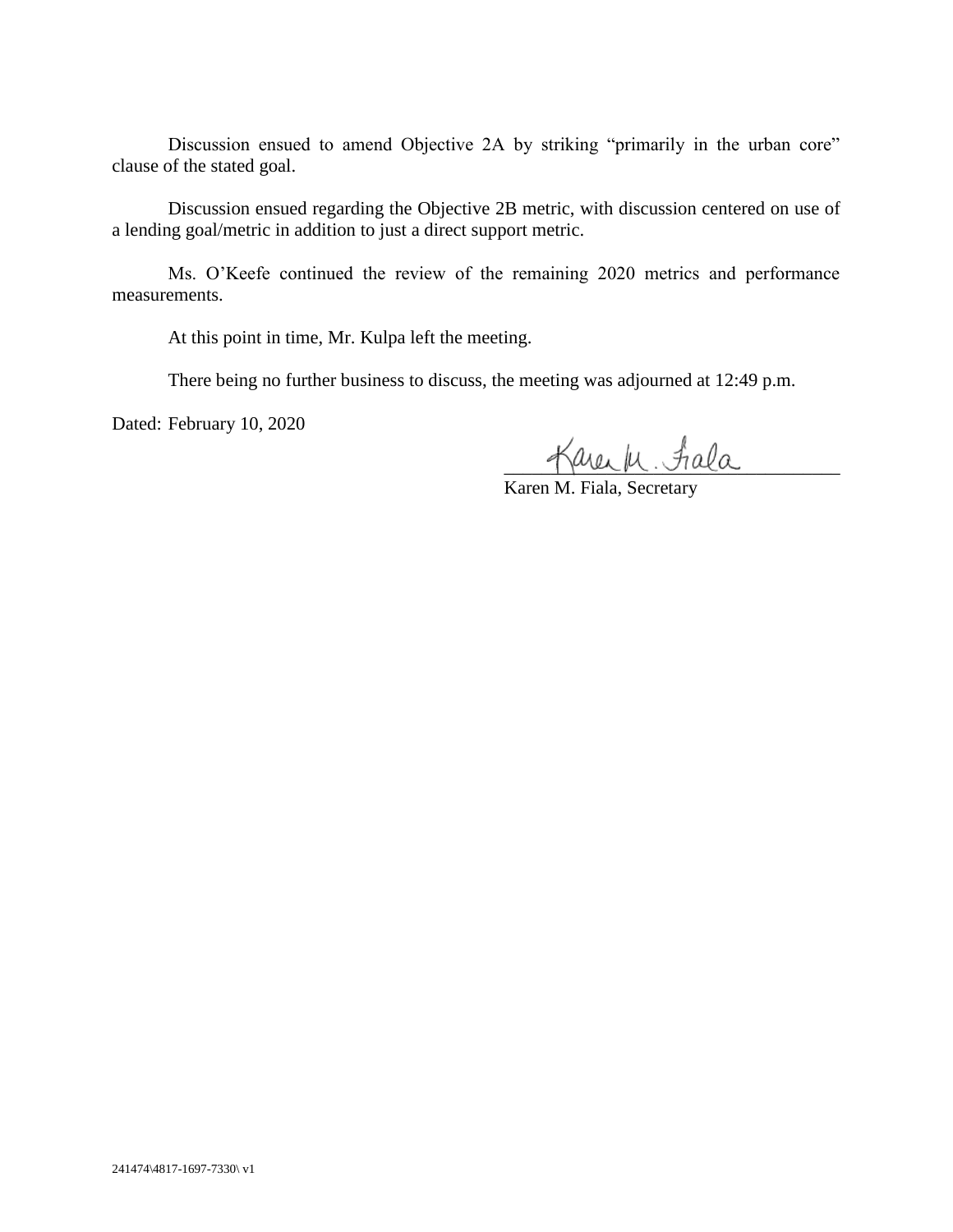Discussion ensued to amend Objective 2A by striking "primarily in the urban core" clause of the stated goal.

Discussion ensued regarding the Objective 2B metric, with discussion centered on use of a lending goal/metric in addition to just a direct support metric.

Ms. O'Keefe continued the review of the remaining 2020 metrics and performance measurements.

At this point in time, Mr. Kulpa left the meeting.

There being no further business to discuss, the meeting was adjourned at 12:49 p.m.

Dated: February 10, 2020

Karen M. Fiala

Karen M. Fiala, Secretary

241474\4817-1697-7330\ v1